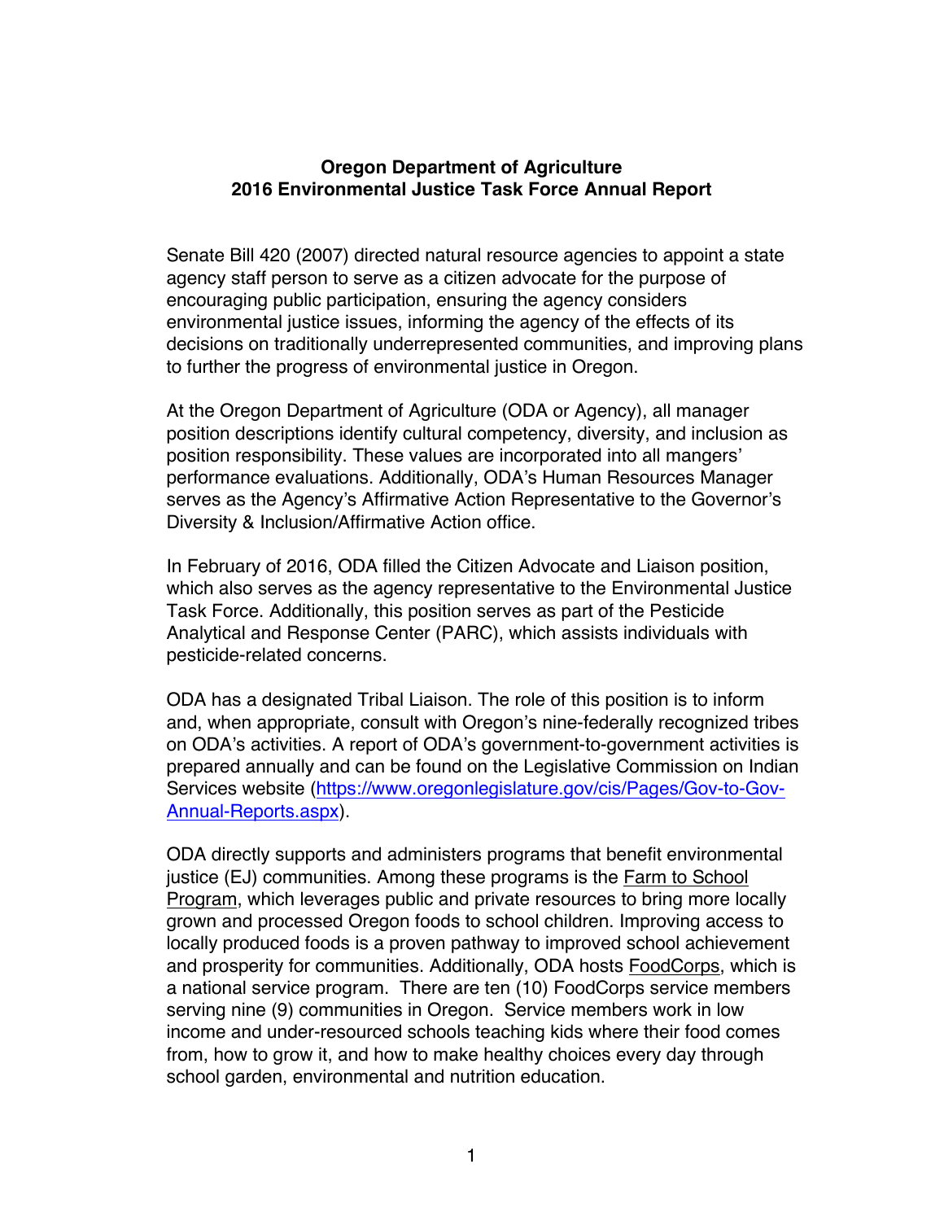# Oregon Department of Agriculture
## 2016 Environmental Justice Task Force Annual Report

Senate Bill 420 (2007) directed natural resource agencies to appoint a state agency staff person to serve as a citizen advocate for the purpose of encouraging public participation, ensuring the agency considers environmental justice issues, informing the agency of the effects of its decisions on traditionally underrepresented communities, and improving plans to further the progress of environmental justice in Oregon.

At the Oregon Department of Agriculture (ODA or Agency), all manager position descriptions identify cultural competency, diversity, and inclusion as position responsibility. These values are incorporated into all mangers' performance evaluations. Additionally, ODA's Human Resources Manager serves as the Agency's Affirmative Action Representative to the Governor's Diversity & Inclusion/Affirmative Action office.

In February of 2016, ODA filled the Citizen Advocate and Liaison position, which also serves as the agency representative to the Environmental Justice Task Force. Additionally, this position serves as part of the Pesticide Analytical and Response Center (PARC), which assists individuals with pesticide-related concerns.

ODA has a designated Tribal Liaison. The role of this position is to inform and, when appropriate, consult with Oregon's nine-federally recognized tribes on ODA's activities. A report of ODA's government-to-government activities is prepared annually and can be found on the Legislative Commission on Indian Services website (https://www.oregonlegislature.gov/cis/Pages/Gov-to-Gov-Annual-Reports.aspx).

ODA directly supports and administers programs that benefit environmental justice (EJ) communities. Among these programs is the Farm to School Program, which leverages public and private resources to bring more locally grown and processed Oregon foods to school children. Improving access to locally produced foods is a proven pathway to improved school achievement and prosperity for communities. Additionally, ODA hosts FoodCorps, which is a national service program. There are ten (10) FoodCorps service members serving nine (9) communities in Oregon. Service members work in low income and under-resourced schools teaching kids where their food comes from, how to grow it, and how to make healthy choices every day through school garden, environmental and nutrition education.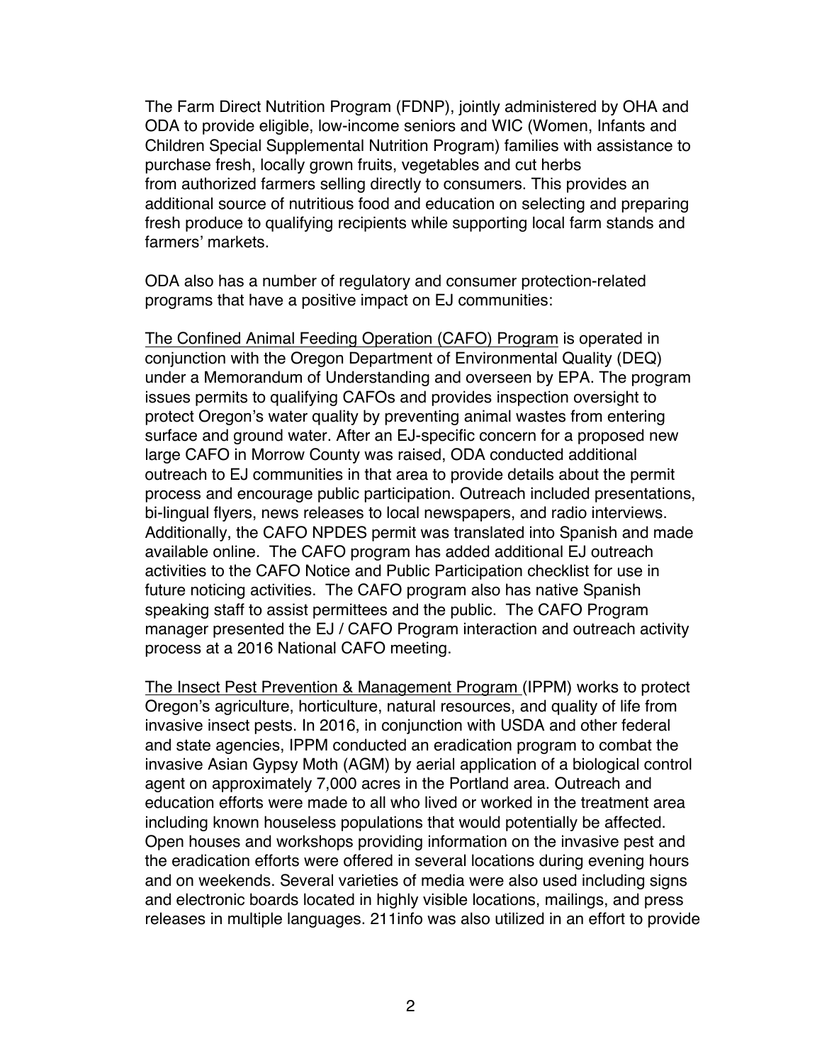The Farm Direct Nutrition Program (FDNP), jointly administered by OHA and ODA to provide eligible, low-income seniors and WIC (Women, Infants and Children Special Supplemental Nutrition Program) families with assistance to purchase fresh, locally grown fruits, vegetables and cut herbs from authorized farmers selling directly to consumers. This provides an additional source of nutritious food and education on selecting and preparing fresh produce to qualifying recipients while supporting local farm stands and farmers' markets.

ODA also has a number of regulatory and consumer protection-related programs that have a positive impact on EJ communities:

<u>The Confined Animal Feeding Operation (CAFO) Program</u> is operated in conjunction with the Oregon Department of Environmental Quality (DEQ) under a Memorandum of Understanding and overseen by EPA. The program issues permits to qualifying CAFOs and provides inspection oversight to protect Oregon's water quality by preventing animal wastes from entering surface and ground water. After an EJ-specific concern for a proposed new large CAFO in Morrow County was raised, ODA conducted additional outreach to EJ communities in that area to provide details about the permit process and encourage public participation. Outreach included presentations, bi-lingual flyers, news releases to local newspapers, and radio interviews. Additionally, the CAFO NPDES permit was translated into Spanish and made available online. The CAFO program has added additional EJ outreach activities to the CAFO Notice and Public Participation checklist for use in future noticing activities. The CAFO program also has native Spanish speaking staff to assist permittees and the public. The CAFO Program manager presented the EJ / CAFO Program interaction and outreach activity process at a 2016 National CAFO meeting.

<u>The Insect Pest Prevention & Management Program</u> (IPPM) works to protect Oregon's agriculture, horticulture, natural resources, and quality of life from invasive insect pests. In 2016, in conjunction with USDA and other federal and state agencies, IPPM conducted an eradication program to combat the invasive Asian Gypsy Moth (AGM) by aerial application of a biological control agent on approximately 7,000 acres in the Portland area. Outreach and education efforts were made to all who lived or worked in the treatment area including known houseless populations that would potentially be affected. Open houses and workshops providing information on the invasive pest and the eradication efforts were offered in several locations during evening hours and on weekends. Several varieties of media were also used including signs and electronic boards located in highly visible locations, mailings, and press releases in multiple languages. 211info was also utilized in an effort to provide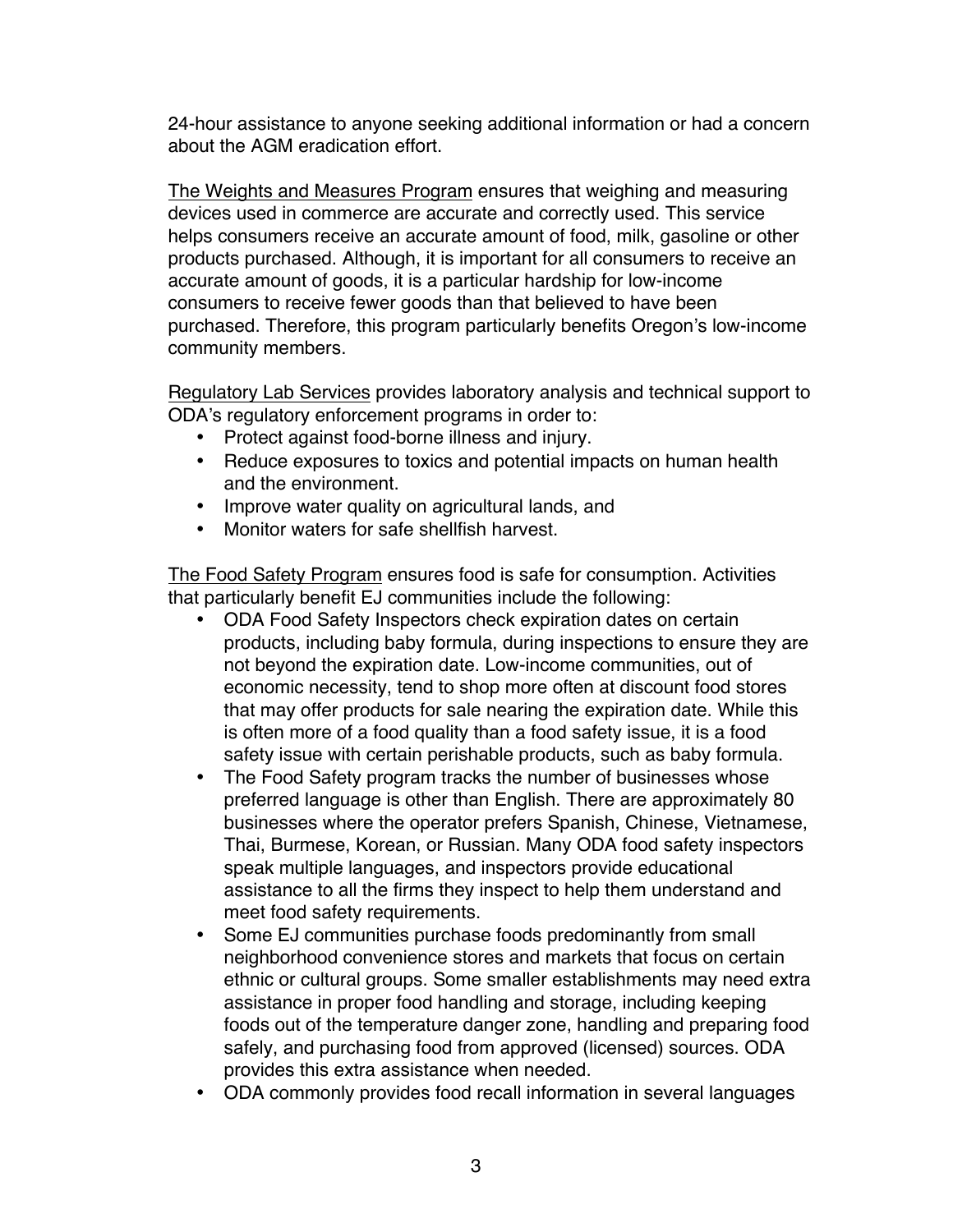24-hour assistance to anyone seeking additional information or had a concern about the AGM eradication effort.

<u>The Weights and Measures Program</u> ensures that weighing and measuring devices used in commerce are accurate and correctly used. This service helps consumers receive an accurate amount of food, milk, gasoline or other products purchased. Although, it is important for all consumers to receive an accurate amount of goods, it is a particular hardship for low-income consumers to receive fewer goods than that believed to have been purchased. Therefore, this program particularly benefits Oregon's low-income community members.

<u>Regulatory Lab Services</u> provides laboratory analysis and technical support to ODA's regulatory enforcement programs in order to:

- Protect against food-borne illness and injury.
- Reduce exposures to toxics and potential impacts on human health and the environment.
- Improve water quality on agricultural lands, and
- Monitor waters for safe shellfish harvest.

<u>The Food Safety Program</u> ensures food is safe for consumption. Activities that particularly benefit EJ communities include the following:

- ODA Food Safety Inspectors check expiration dates on certain products, including baby formula, during inspections to ensure they are not beyond the expiration date. Low-income communities, out of economic necessity, tend to shop more often at discount food stores that may offer products for sale nearing the expiration date. While this is often more of a food quality than a food safety issue, it is a food safety issue with certain perishable products, such as baby formula.
- The Food Safety program tracks the number of businesses whose preferred language is other than English. There are approximately 80 businesses where the operator prefers Spanish, Chinese, Vietnamese, Thai, Burmese, Korean, or Russian. Many ODA food safety inspectors speak multiple languages, and inspectors provide educational assistance to all the firms they inspect to help them understand and meet food safety requirements.
- Some EJ communities purchase foods predominantly from small neighborhood convenience stores and markets that focus on certain ethnic or cultural groups. Some smaller establishments may need extra assistance in proper food handling and storage, including keeping foods out of the temperature danger zone, handling and preparing food safely, and purchasing food from approved (licensed) sources. ODA provides this extra assistance when needed.
- ODA commonly provides food recall information in several languages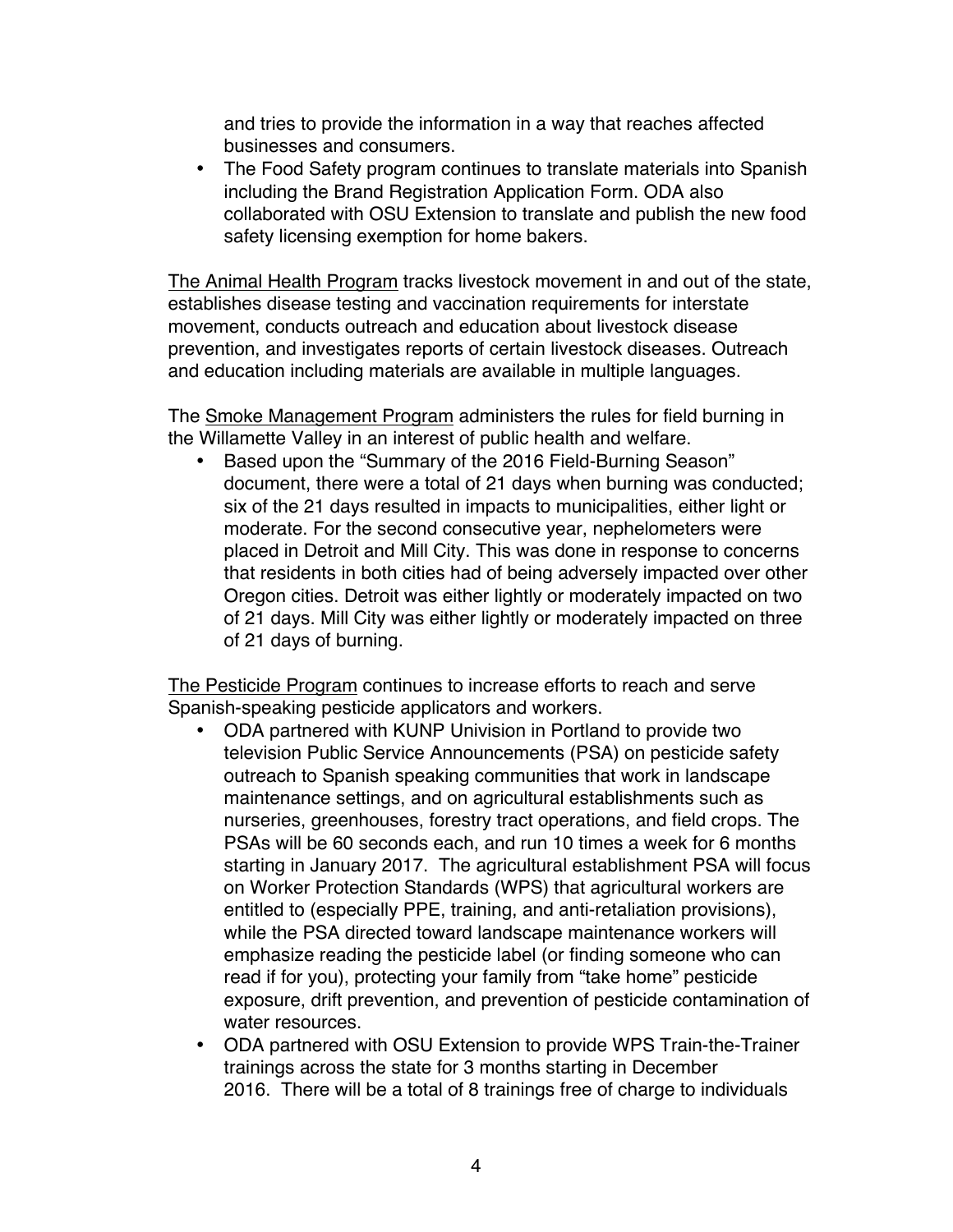and tries to provide the information in a way that reaches affected businesses and consumers.

- The Food Safety program continues to translate materials into Spanish including the Brand Registration Application Form. ODA also collaborated with OSU Extension to translate and publish the new food safety licensing exemption for home bakers.

<u>The Animal Health Program</u> tracks livestock movement in and out of the state, establishes disease testing and vaccination requirements for interstate movement, conducts outreach and education about livestock disease prevention, and investigates reports of certain livestock diseases. Outreach and education including materials are available in multiple languages.

The <u>Smoke Management Program</u> administers the rules for field burning in the Willamette Valley in an interest of public health and welfare.

- Based upon the "Summary of the 2016 Field-Burning Season" document, there were a total of 21 days when burning was conducted; six of the 21 days resulted in impacts to municipalities, either light or moderate. For the second consecutive year, nephelometers were placed in Detroit and Mill City. This was done in response to concerns that residents in both cities had of being adversely impacted over other Oregon cities. Detroit was either lightly or moderately impacted on two of 21 days. Mill City was either lightly or moderately impacted on three of 21 days of burning.

<u>The Pesticide Program</u> continues to increase efforts to reach and serve Spanish-speaking pesticide applicators and workers.

- ODA partnered with KUNP Univision in Portland to provide two television Public Service Announcements (PSA) on pesticide safety outreach to Spanish speaking communities that work in landscape maintenance settings, and on agricultural establishments such as nurseries, greenhouses, forestry tract operations, and field crops. The PSAs will be 60 seconds each, and run 10 times a week for 6 months starting in January 2017. The agricultural establishment PSA will focus on Worker Protection Standards (WPS) that agricultural workers are entitled to (especially PPE, training, and anti-retaliation provisions), while the PSA directed toward landscape maintenance workers will emphasize reading the pesticide label (or finding someone who can read if for you), protecting your family from "take home" pesticide exposure, drift prevention, and prevention of pesticide contamination of water resources.
- ODA partnered with OSU Extension to provide WPS Train-the-Trainer trainings across the state for 3 months starting in December 2016. There will be a total of 8 trainings free of charge to individuals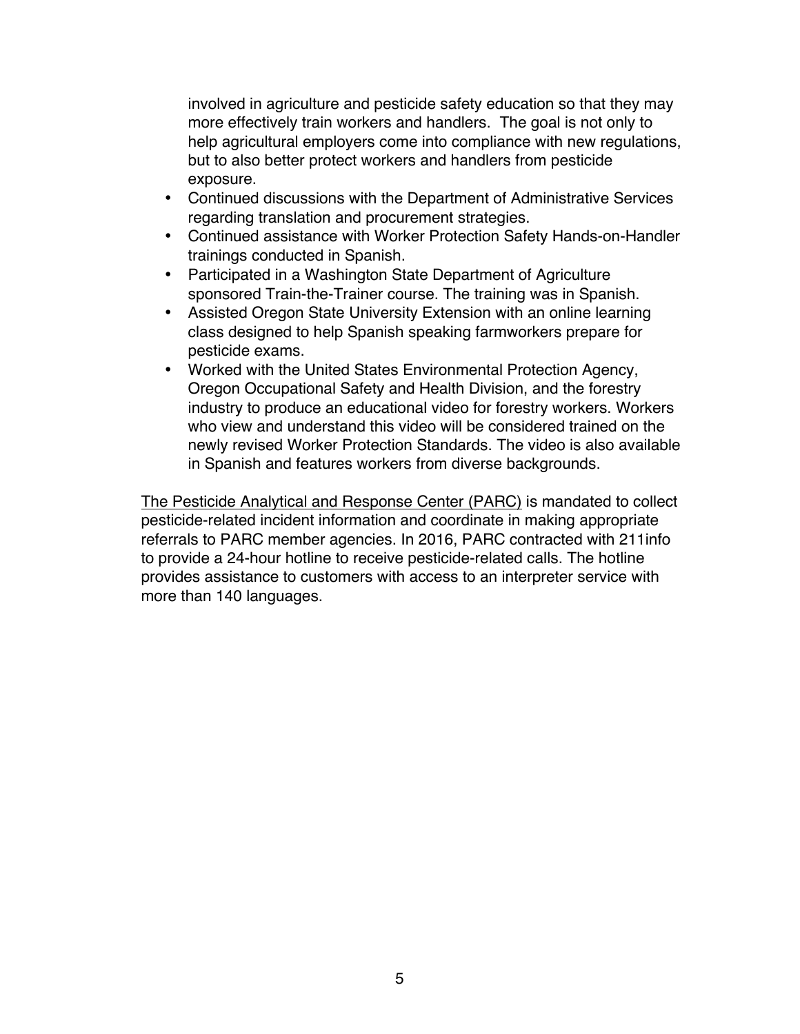involved in agriculture and pesticide safety education so that they may more effectively train workers and handlers. The goal is not only to help agricultural employers come into compliance with new regulations, but to also better protect workers and handlers from pesticide exposure.

- Continued discussions with the Department of Administrative Services regarding translation and procurement strategies.
- Continued assistance with Worker Protection Safety Hands-on-Handler trainings conducted in Spanish.
- Participated in a Washington State Department of Agriculture sponsored Train-the-Trainer course. The training was in Spanish.
- Assisted Oregon State University Extension with an online learning class designed to help Spanish speaking farmworkers prepare for pesticide exams.
- Worked with the United States Environmental Protection Agency, Oregon Occupational Safety and Health Division, and the forestry industry to produce an educational video for forestry workers. Workers who view and understand this video will be considered trained on the newly revised Worker Protection Standards. The video is also available in Spanish and features workers from diverse backgrounds.

<u>The Pesticide Analytical and Response Center (PARC)</u> is mandated to collect pesticide-related incident information and coordinate in making appropriate referrals to PARC member agencies. In 2016, PARC contracted with 211info to provide a 24-hour hotline to receive pesticide-related calls. The hotline provides assistance to customers with access to an interpreter service with more than 140 languages.